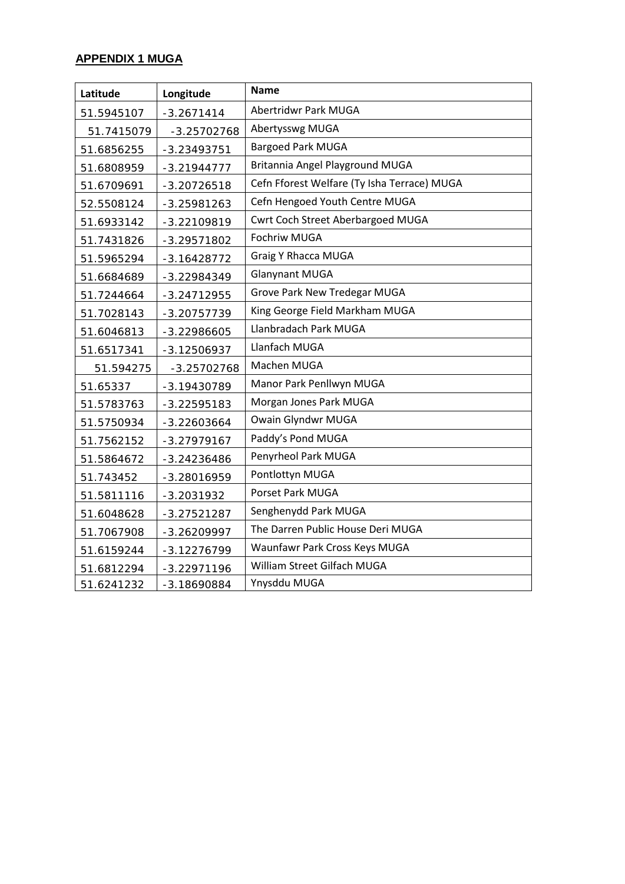## APPENDIX 1 MUGA

| Latitude | Longitude | Name |
|---|---|---|
| 51.5945107 | -3.2671414 | Abertridwr Park MUGA |
| 51.7415079 | -3.25702768 | Abertysswg MUGA |
| 51.6856255 | -3.23493751 | Bargoed Park MUGA |
| 51.6808959 | -3.21944777 | Britannia Angel Playground MUGA |
| 51.6709691 | -3.20726518 | Cefn Fforest Welfare (Ty Isha Terrace) MUGA |
| 52.5508124 | -3.25981263 | Cefn Hengoed Youth Centre MUGA |
| 51.6933142 | -3.22109819 | Cwrt Coch Street Aberbargoed MUGA |
| 51.7431826 | -3.29571802 | Fochriw MUGA |
| 51.5965294 | -3.16428772 | Graig Y Rhacca MUGA |
| 51.6684689 | -3.22984349 | Glanynant MUGA |
| 51.7244664 | -3.24712955 | Grove Park New Tredegar MUGA |
| 51.7028143 | -3.20757739 | King George Field Markham MUGA |
| 51.6046813 | -3.22986605 | Llanbradach Park MUGA |
| 51.6517341 | -3.12506937 | Llanfach MUGA |
| 51.594275 | -3.25702768 | Machen MUGA |
| 51.65337 | -3.19430789 | Manor Park Penllwyn MUGA |
| 51.5783763 | -3.22595183 | Morgan Jones Park MUGA |
| 51.5750934 | -3.22603664 | Owain Glyndwr MUGA |
| 51.7562152 | -3.27979167 | Paddy's Pond MUGA |
| 51.5864672 | -3.24236486 | Penyrheol Park MUGA |
| 51.743452 | -3.28016959 | Pontlottyn MUGA |
| 51.5811116 | -3.2031932 | Porset Park MUGA |
| 51.6048628 | -3.27521287 | Senghenydd Park MUGA |
| 51.7067908 | -3.26209997 | The Darren Public House Deri MUGA |
| 51.6159244 | -3.12276799 | Waunfawr Park Cross Keys MUGA |
| 51.6812294 | -3.22971196 | William Street Gilfach MUGA |
| 51.6241232 | -3.18690884 | Ynysddu MUGA |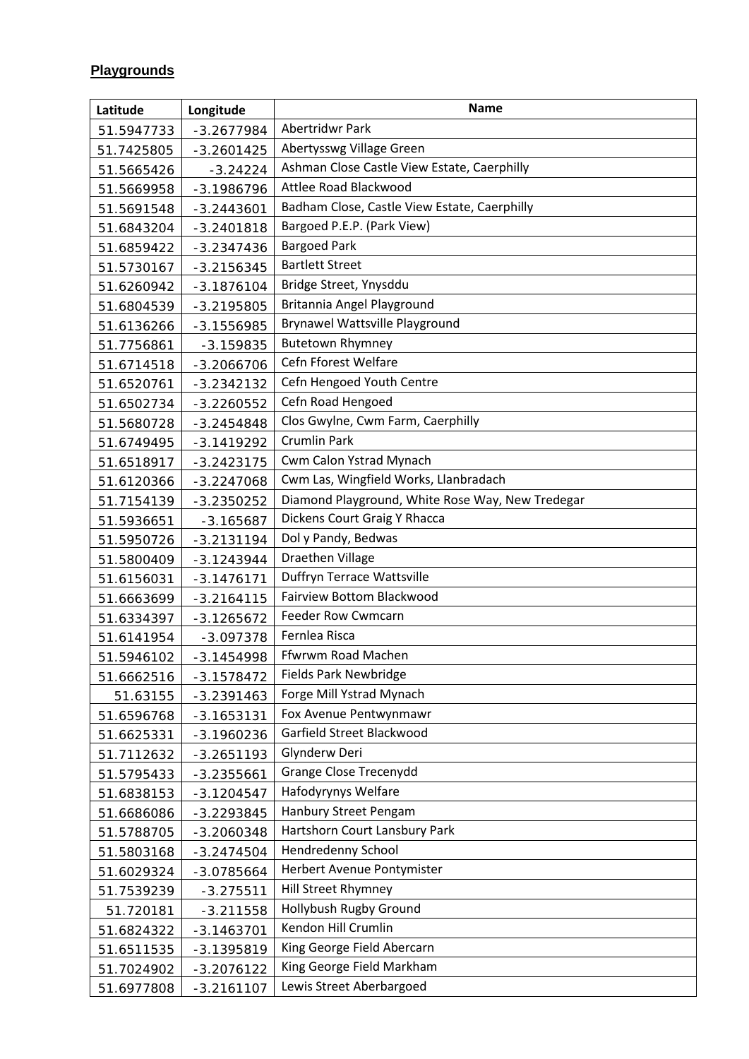**Playgrounds**

| Latitude | Longitude | Name |
|---|---|---|
| 51.5947733 | -3.2677984 | Abertridwr Park |
| 51.7425805 | -3.2601425 | Abertysswg Village Green |
| 51.5665426 | -3.24224 | Ashman Close Castle View Estate, Caerphilly |
| 51.5669958 | -3.1986796 | Attlee Road Blackwood |
| 51.5691548 | -3.2443601 | Badham Close, Castle View Estate, Caerphilly |
| 51.6843204 | -3.2401818 | Bargoed P.E.P. (Park View) |
| 51.6859422 | -3.2347436 | Bargoed Park |
| 51.5730167 | -3.2156345 | Bartlett Street |
| 51.6260942 | -3.1876104 | Bridge Street, Ynysddu |
| 51.6804539 | -3.2195805 | Britannia Angel Playground |
| 51.6136266 | -3.1556985 | Brynawel Wattsville Playground |
| 51.7756861 | -3.159835 | Butetown Rhymney |
| 51.6714518 | -3.2066706 | Cefn Fforest Welfare |
| 51.6520761 | -3.2342132 | Cefn Hengoed Youth Centre |
| 51.6502734 | -3.2260552 | Cefn Road Hengoed |
| 51.5680728 | -3.2454848 | Clos Gwylne, Cwm Farm, Caerphilly |
| 51.6749495 | -3.1419292 | Crumlin Park |
| 51.6518917 | -3.2423175 | Cwm Calon Ystrad Mynach |
| 51.6120366 | -3.2247068 | Cwm Las, Wingfield Works, Llanbradach |
| 51.7154139 | -3.2350252 | Diamond Playground, White Rose Way, New Tredegar |
| 51.5936651 | -3.165687 | Dickens Court Graig Y Rhacca |
| 51.5950726 | -3.2131194 | Dol y Pandy, Bedwas |
| 51.5800409 | -3.1243944 | Draethen Village |
| 51.6156031 | -3.1476171 | Duffryn Terrace Wattsville |
| 51.6663699 | -3.2164115 | Fairview Bottom Blackwood |
| 51.6334397 | -3.1265672 | Feeder Row Cwmcarn |
| 51.6141954 | -3.097378 | Fernlea Risca |
| 51.5946102 | -3.1454998 | Ffwrwm Road Machen |
| 51.6662516 | -3.1578472 | Fields Park Newbridge |
| 51.63155 | -3.2391463 | Forge Mill Ystrad Mynach |
| 51.6596768 | -3.1653131 | Fox Avenue Pentwynmawr |
| 51.6625331 | -3.1960236 | Garfield Street Blackwood |
| 51.7112632 | -3.2651193 | Glynderw Deri |
| 51.5795433 | -3.2355661 | Grange Close Trecenydd |
| 51.6838153 | -3.1204547 | Hafodyrynys Welfare |
| 51.6686086 | -3.2293845 | Hanbury Street Pengam |
| 51.5788705 | -3.2060348 | Hartshorn Court Lansbury Park |
| 51.5803168 | -3.2474504 | Hendredenny School |
| 51.6029324 | -3.0785664 | Herbert Avenue Pontymister |
| 51.7539239 | -3.275511 | Hill Street Rhymney |
| 51.720181 | -3.211558 | Hollybush Rugby Ground |
| 51.6824322 | -3.1463701 | Kendon Hill Crumlin |
| 51.6511535 | -3.1395819 | King George Field Abercarn |
| 51.7024902 | -3.2076122 | King George Field Markham |
| 51.6977808 | -3.2161107 | Lewis Street Aberbargoed |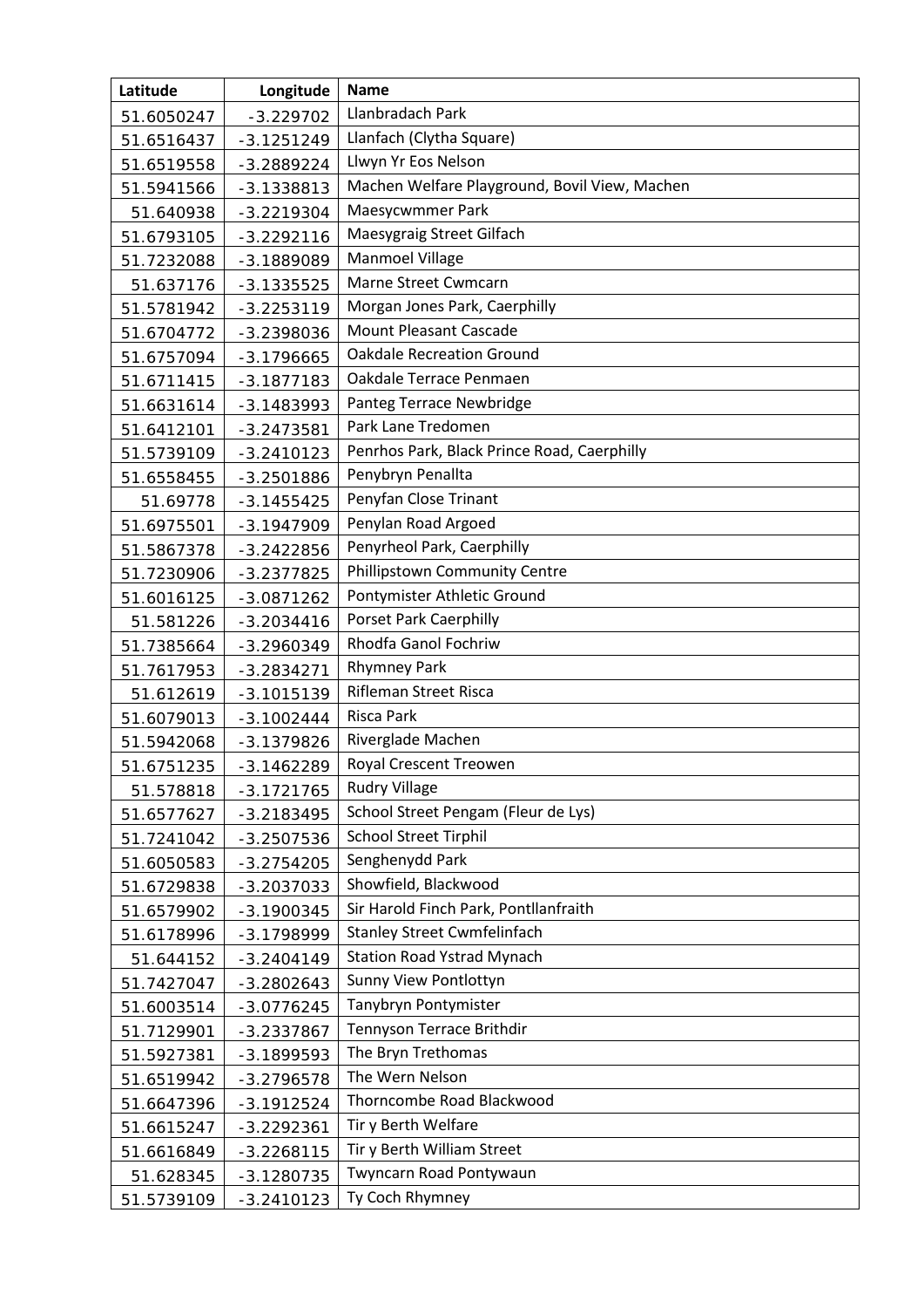| Latitude | Longitude | Name |
|---|---|---|
| 51.6050247 | -3.229702 | Llanbradach Park |
| 51.6516437 | -3.1251249 | Llanfach (Clytha Square) |
| 51.6519558 | -3.2889224 | Llwyn Yr Eos Nelson |
| 51.5941566 | -3.1338813 | Machen Welfare Playground, Bovil View, Machen |
| 51.640938 | -3.2219304 | Maesycwmmer Park |
| 51.6793105 | -3.2292116 | Maesygraig Street Gilfach |
| 51.7232088 | -3.1889089 | Manmoel Village |
| 51.637176 | -3.1335525 | Marne Street Cwmcarn |
| 51.5781942 | -3.2253119 | Morgan Jones Park, Caerphilly |
| 51.6704772 | -3.2398036 | Mount Pleasant Cascade |
| 51.6757094 | -3.1796665 | Oakdale Recreation Ground |
| 51.6711415 | -3.1877183 | Oakdale Terrace Penmaen |
| 51.6631614 | -3.1483993 | Panteg Terrace Newbridge |
| 51.6412101 | -3.2473581 | Park Lane Tredomen |
| 51.5739109 | -3.2410123 | Penrhos Park, Black Prince Road, Caerphilly |
| 51.6558455 | -3.2501886 | Penybryn Penallta |
| 51.69778 | -3.1455425 | Penyfan Close Trinant |
| 51.6975501 | -3.1947909 | Penylan Road Argoed |
| 51.5867378 | -3.2422856 | Penyrheol Park, Caerphilly |
| 51.7230906 | -3.2377825 | Phillipstown Community Centre |
| 51.6016125 | -3.0871262 | Pontymister Athletic Ground |
| 51.581226 | -3.2034416 | Porset Park Caerphilly |
| 51.7385664 | -3.2960349 | Rhodfa Ganol Fochriw |
| 51.7617953 | -3.2834271 | Rhymney Park |
| 51.612619 | -3.1015139 | Rifleman Street Risca |
| 51.6079013 | -3.1002444 | Risca Park |
| 51.5942068 | -3.1379826 | Riverglade Machen |
| 51.6751235 | -3.1462289 | Royal Crescent Treowen |
| 51.578818 | -3.1721765 | Rudry Village |
| 51.6577627 | -3.2183495 | School Street Pengam (Fleur de Lys) |
| 51.7241042 | -3.2507536 | School Street Tirphil |
| 51.6050583 | -3.2754205 | Senghenydd Park |
| 51.6729838 | -3.2037033 | Showfield, Blackwood |
| 51.6579902 | -3.1900345 | Sir Harold Finch Park, Pontllanfraith |
| 51.6178996 | -3.1798999 | Stanley Street Cwmfelinfach |
| 51.644152 | -3.2404149 | Station Road Ystrad Mynach |
| 51.7427047 | -3.2802643 | Sunny View Pontlottyn |
| 51.6003514 | -3.0776245 | Tanybryn Pontymister |
| 51.7129901 | -3.2337867 | Tennyson Terrace Brithdir |
| 51.5927381 | -3.1899593 | The Bryn Trethomas |
| 51.6519942 | -3.2796578 | The Wern Nelson |
| 51.6647396 | -3.1912524 | Thorncombe Road Blackwood |
| 51.6615247 | -3.2292361 | Tir y Berth Welfare |
| 51.6616849 | -3.2268115 | Tir y Berth William Street |
| 51.628345 | -3.1280735 | Twyncarn Road Pontywaun |
| 51.5739109 | -3.2410123 | Ty Coch Rhymney |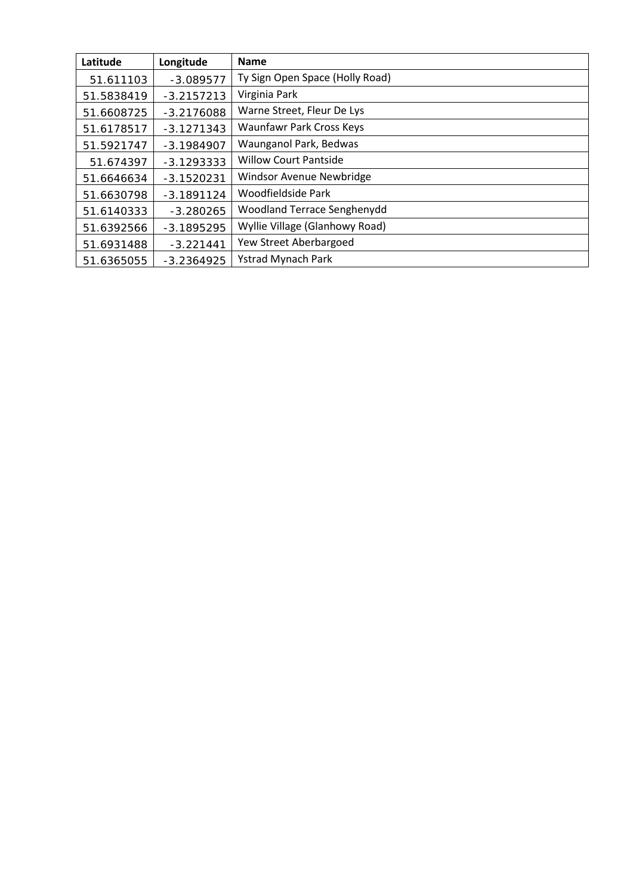| Latitude | Longitude | Name |
|---|---|---|
| 51.611103 | -3.089577 | Ty Sign Open Space (Holly Road) |
| 51.5838419 | -3.2157213 | Virginia Park |
| 51.6608725 | -3.2176088 | Warne Street, Fleur De Lys |
| 51.6178517 | -3.1271343 | Waunfawr Park Cross Keys |
| 51.5921747 | -3.1984907 | Waunganol Park, Bedwas |
| 51.674397 | -3.1293333 | Willow Court Pantside |
| 51.6646634 | -3.1520231 | Windsor Avenue Newbridge |
| 51.6630798 | -3.1891124 | Woodfieldside Park |
| 51.6140333 | -3.280265 | Woodland Terrace Senghenydd |
| 51.6392566 | -3.1895295 | Wyllie Village (Glanhowy Road) |
| 51.6931488 | -3.221441 | Yew Street Aberbargoed |
| 51.6365055 | -3.2364925 | Ystrad Mynach Park |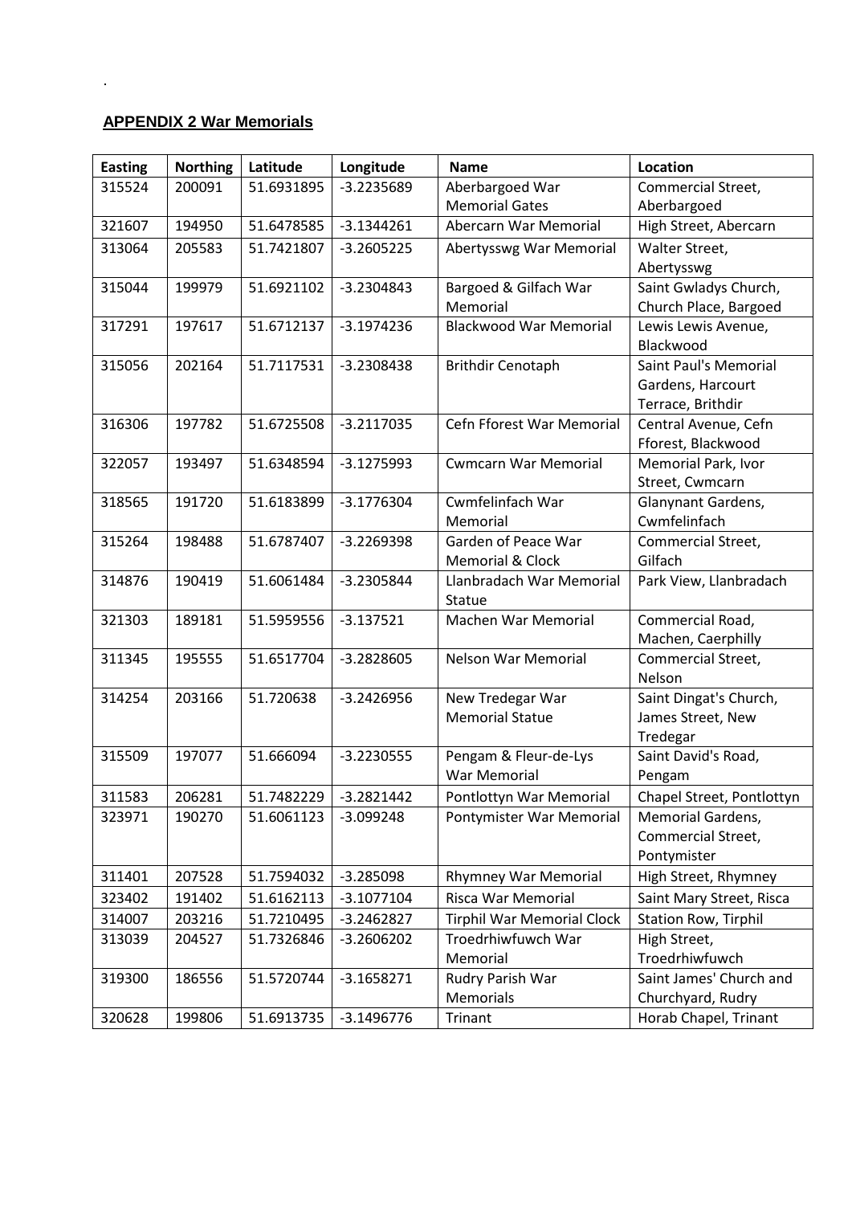.

## APPENDIX 2 War Memorials

| Easting | Northing | Latitude | Longitude | Name | Location |
|---|---|---|---|---|---|
| 315524 | 200091 | 51.6931895 | -3.2235689 | Aberbargoed War Memorial Gates | Commercial Street, Aberbargoed |
| 321607 | 194950 | 51.6478585 | -3.1344261 | Abercarn War Memorial | High Street, Abercarn |
| 313064 | 205583 | 51.7421807 | -3.2605225 | Abertysswg War Memorial | Walter Street, Abertysswg |
| 315044 | 199979 | 51.6921102 | -3.2304843 | Bargoed & Gilfach War Memorial | Saint Gwladys Church, Church Place, Bargoed |
| 317291 | 197617 | 51.6712137 | -3.1974236 | Blackwood War Memorial | Lewis Lewis Avenue, Blackwood |
| 315056 | 202164 | 51.7117531 | -3.2308438 | Brithdir Cenotaph | Saint Paul's Memorial Gardens, Harcourt Terrace, Brithdir |
| 316306 | 197782 | 51.6725508 | -3.2117035 | Cefn Fforest War Memorial | Central Avenue, Cefn Fforest, Blackwood |
| 322057 | 193497 | 51.6348594 | -3.1275993 | Cwmcarn War Memorial | Memorial Park, Ivor Street, Cwmcarn |
| 318565 | 191720 | 51.6183899 | -3.1776304 | Cwmfelinfach War Memorial | Glanynant Gardens, Cwmfelinfach |
| 315264 | 198488 | 51.6787407 | -3.2269398 | Garden of Peace War Memorial & Clock | Commercial Street, Gilfach |
| 314876 | 190419 | 51.6061484 | -3.2305844 | Llanbradach War Memorial Statue | Park View, Llanbradach |
| 321303 | 189181 | 51.5959556 | -3.137521 | Machen War Memorial | Commercial Road, Machen, Caerphilly |
| 311345 | 195555 | 51.6517704 | -3.2828605 | Nelson War Memorial | Commercial Street, Nelson |
| 314254 | 203166 | 51.720638 | -3.2426956 | New Tredegar War Memorial Statue | Saint Dingat's Church, James Street, New Tredegar |
| 315509 | 197077 | 51.666094 | -3.2230555 | Pengam & Fleur-de-Lys War Memorial | Saint David's Road, Pengam |
| 311583 | 206281 | 51.7482229 | -3.2821442 | Pontlottyn War Memorial | Chapel Street, Pontlottyn |
| 323971 | 190270 | 51.6061123 | -3.099248 | Pontymister War Memorial | Memorial Gardens, Commercial Street, Pontymister |
| 311401 | 207528 | 51.7594032 | -3.285098 | Rhymney War Memorial | High Street, Rhymney |
| 323402 | 191402 | 51.6162113 | -3.1077104 | Risca War Memorial | Saint Mary Street, Risca |
| 314007 | 203216 | 51.7210495 | -3.2462827 | Tirphil War Memorial Clock | Station Row, Tirphil |
| 313039 | 204527 | 51.7326846 | -3.2606202 | Troedrhiwfuwch War Memorial | High Street, Troedrhiwfuwch |
| 319300 | 186556 | 51.5720744 | -3.1658271 | Rudry Parish War Memorials | Saint James' Church and Churchyard, Rudry |
| 320628 | 199806 | 51.6913735 | -3.1496776 | Trinant | Horab Chapel, Trinant |